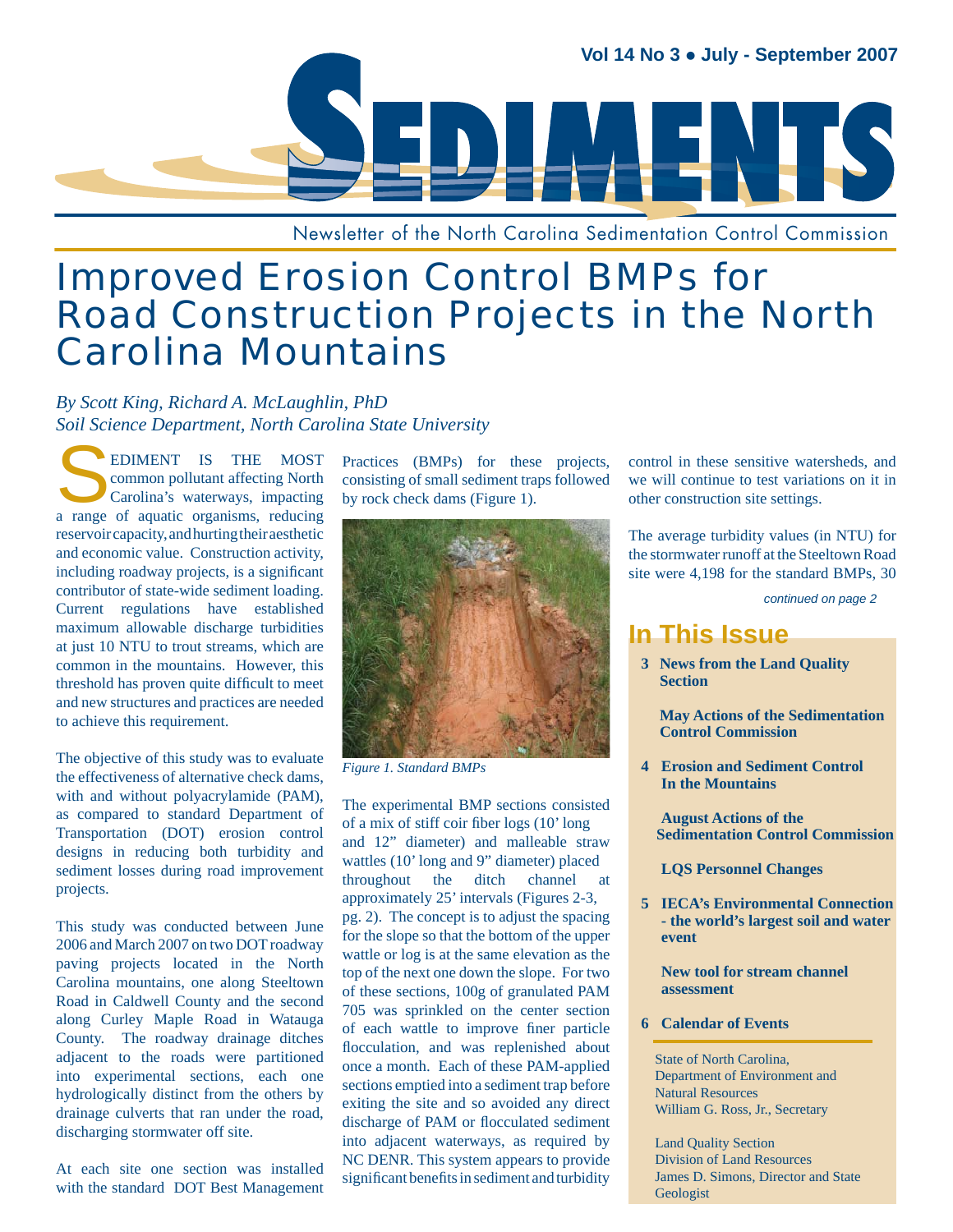# SEDIMENTS

Vol 14 No 3 • July - September 2007

Newsletter of the North Carolina Sedimentation Control Commission

# Improved Erosion Control BMPs for Road Construction Projects in the North Carolina Mountains

*By Scott King, Richard A. McLaughlin, PhD*
*Soil Science Department, North Carolina State University*

SEDIMENT IS THE MOST common pollutant affecting North Carolina's waterways, impacting a range of aquatic organisms, reducing reservoir capacity, and hurting their aesthetic and economic value. Construction activity, including roadway projects, is a significant contributor of state-wide sediment loading. Current regulations have established maximum allowable discharge turbidities at just 10 NTU to trout streams, which are common in the mountains. However, this threshold has proven quite difficult to meet and new structures and practices are needed to achieve this requirement.

The objective of this study was to evaluate the effectiveness of alternative check dams, with and without polyacrylamide (PAM), as compared to standard Department of Transportation (DOT) erosion control designs in reducing both turbidity and sediment losses during road improvement projects.

This study was conducted between June 2006 and March 2007 on two DOT roadway paving projects located in the North Carolina mountains, one along Steeltown Road in Caldwell County and the second along Curley Maple Road in Watauga County. The roadway drainage ditches adjacent to the roads were partitioned into experimental sections, each one hydrologically distinct from the others by drainage culverts that ran under the road, discharging stormwater off site.

At each site one section was installed with the standard DOT Best Management Practices (BMPs) for these projects, consisting of small sediment traps followed by rock check dams (Figure 1).

*Figure 1. Standard BMPs*

The experimental BMP sections consisted of a mix of stiff coir fiber logs (10' long and 12" diameter) and malleable straw wattles (10' long and 9" diameter) placed throughout the ditch channel at approximately 25' intervals (Figures 2-3, pg. 2). The concept is to adjust the spacing for the slope so that the bottom of the upper wattle or log is at the same elevation as the top of the next one down the slope. For two of these sections, 100g of granulated PAM 705 was sprinkled on the center section of each wattle to improve finer particle flocculation, and was replenished about once a month. Each of these PAM-applied sections emptied into a sediment trap before exiting the site and so avoided any direct discharge of PAM or flocculated sediment into adjacent waterways, as required by NC DENR. This system appears to provide significant benefits in sediment and turbidity control in these sensitive watersheds, and we will continue to test variations on it in other construction site settings.

The average turbidity values (in NTU) for the stormwater runoff at the Steeltown Road site were 4,198 for the standard BMPs, 30

*continued on page 2*

## In This Issue

**3** **News from the Land Quality Section**

**May Actions of the Sedimentation Control Commission**

**4** **Erosion and Sediment Control In the Mountains**

**August Actions of the Sedimentation Control Commission**

**LQS Personnel Changes**

**5** **IECA's Environmental Connection - the world's largest soil and water event**

**New tool for stream channel assessment**

**6** **Calendar of Events**

State of North Carolina,
Department of Environment and Natural Resources
William G. Ross, Jr., Secretary

Land Quality Section
Division of Land Resources
James D. Simons, Director and State Geologist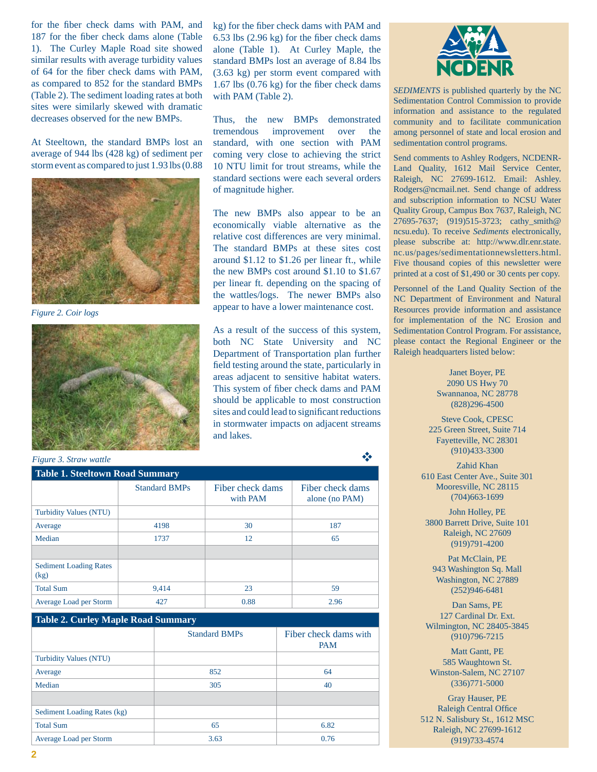for the fiber check dams with PAM, and 187 for the fiber check dams alone (Table 1). The Curley Maple Road site showed similar results with average turbidity values of 64 for the fiber check dams with PAM, as compared to 852 for the standard BMPs (Table 2). The sediment loading rates at both sites were similarly skewed with dramatic decreases observed for the new BMPs.

At Steeltown, the standard BMPs lost an average of 944 lbs (428 kg) of sediment per storm event as compared to just 1.93 lbs (0.88 kg) for the fiber check dams with PAM and 6.53 lbs (2.96 kg) for the fiber check dams alone (Table 1). At Curley Maple, the standard BMPs lost an average of 8.84 lbs (3.63 kg) per storm event compared with 1.67 lbs (0.76 kg) for the fiber check dams with PAM (Table 2).

*Figure 2. Coir logs*

*Figure 3. Straw wattle*

Thus, the new BMPs demonstrated tremendous improvement over the standard, with one section with PAM coming very close to achieving the strict 10 NTU limit for trout streams, while the standard sections were each several orders of magnitude higher.

The new BMPs also appear to be an economically viable alternative as the relative cost differences are very minimal. The standard BMPs at these sites cost around $1.12 to $1.26 per linear ft., while the new BMPs cost around $1.10 to $1.67 per linear ft. depending on the spacing of the wattles/logs. The newer BMPs also appear to have a lower maintenance cost.

As a result of the success of this system, both NC State University and NC Department of Transportation plan further field testing around the state, particularly in areas adjacent to sensitive habitat waters. This system of fiber check dams and PAM should be applicable to most construction sites and could lead to significant reductions in stormwater impacts on adjacent streams and lakes.

**Table 1. Steeltown Road Summary**

| | Standard BMPs | Fiber check dams with PAM | Fiber check dams alone (no PAM) |
|---|---|---|---|
| Turbidity Values (NTU) | | | |
| Average | 4198 | 30 | 187 |
| Median | 1737 | 12 | 65 |
| | | | |
| Sediment Loading Rates (kg) | | | |
| Total Sum | 9,414 | 23 | 59 |
| Average Load per Storm | 427 | 0.88 | 2.96 |

**Table 2. Curley Maple Road Summary**

| | Standard BMPs | Fiber check dams with PAM |
|---|---|---|
| Turbidity Values (NTU) | | |
| Average | 852 | 64 |
| Median | 305 | 40 |
| | | |
| Sediment Loading Rates (kg) | | |
| Total Sum | 65 | 6.82 |
| Average Load per Storm | 3.63 | 0.76 |

NCDENR

*SEDIMENTS* is published quarterly by the NC Sedimentation Control Commission to provide information and assistance to the regulated community and to facilitate communication among personnel of state and local erosion and sedimentation control programs.

Send comments to Ashley Rodgers, NCDENR-Land Quality, 1612 Mail Service Center, Raleigh, NC 27699-1612. Email: Ashley.Rodgers@ncmail.net. Send change of address and subscription information to NCSU Water Quality Group, Campus Box 7637, Raleigh, NC 27695-7637; (919)515-3723; cathy_smith@ncsu.edu). To receive *Sediments* electronically, please subscribe at: http://www.dlr.enr.state.nc.us/pages/sedimentationnewsletters.html. Five thousand copies of this newsletter were printed at a cost of $1,490 or 30 cents per copy.

Personnel of the Land Quality Section of the NC Department of Environment and Natural Resources provide information and assistance for implementation of the NC Erosion and Sedimentation Control Program. For assistance, please contact the Regional Engineer or the Raleigh headquarters listed below:

Janet Boyer, PE
2090 US Hwy 70
Swannanoa, NC 28778
(828)296-4500

Steve Cook, CPESC
225 Green Street, Suite 714
Fayetteville, NC 28301
(910)433-3300

Zahid Khan
610 East Center Ave., Suite 301
Mooresville, NC 28115
(704)663-1699

John Holley, PE
3800 Barrett Drive, Suite 101
Raleigh, NC 27609
(919)791-4200

Pat McClain, PE
943 Washington Sq. Mall
Washington, NC 27889
(252)946-6481

Dan Sams, PE
127 Cardinal Dr. Ext.
Wilmington, NC 28405-3845
(910)796-7215

Matt Gantt, PE
585 Waughtown St.
Winston-Salem, NC 27107
(336)771-5000

Gray Hauser, PE
Raleigh Central Office
512 N. Salisbury St., 1612 MSC
Raleigh, NC 27699-1612
(919)733-4574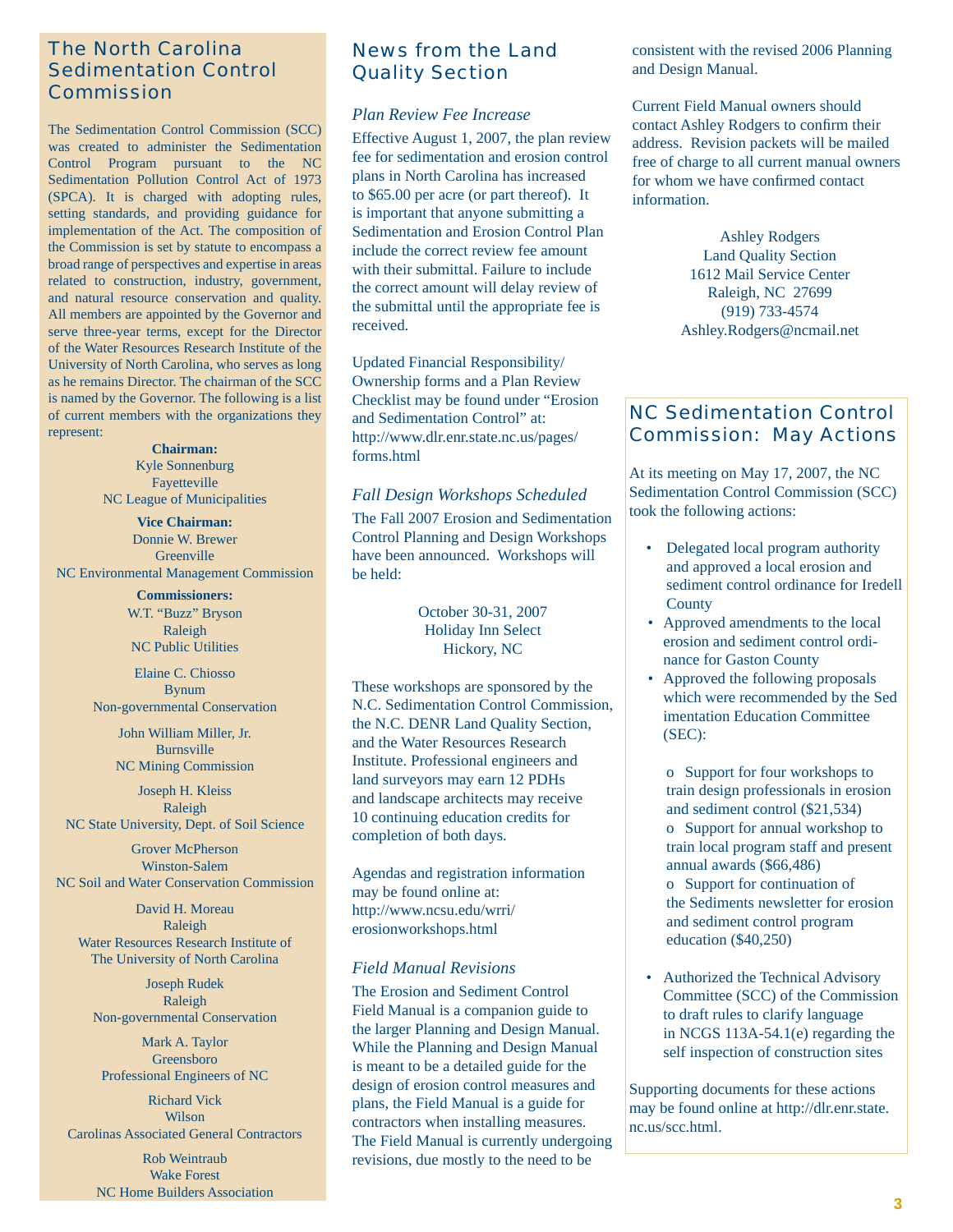## The North Carolina Sedimentation Control Commission

The Sedimentation Control Commission (SCC) was created to administer the Sedimentation Control Program pursuant to the NC Sedimentation Pollution Control Act of 1973 (SPCA). It is charged with adopting rules, setting standards, and providing guidance for implementation of the Act. The composition of the Commission is set by statute to encompass a broad range of perspectives and expertise in areas related to construction, industry, government, and natural resource conservation and quality. All members are appointed by the Governor and serve three-year terms, except for the Director of the Water Resources Research Institute of the University of North Carolina, who serves as long as he remains Director. The chairman of the SCC is named by the Governor. The following is a list of current members with the organizations they represent:

**Chairman:**
Kyle Sonnenburg
Fayetteville
NC League of Municipalities

**Vice Chairman:**
Donnie W. Brewer
Greenville
NC Environmental Management Commission

**Commissioners:**
W.T. "Buzz" Bryson
Raleigh
NC Public Utilities

Elaine C. Chiosso
Bynum
Non-governmental Conservation

John William Miller, Jr.
Burnsville
NC Mining Commission

Joseph H. Kleiss
Raleigh
NC State University, Dept. of Soil Science

Grover McPherson
Winston-Salem
NC Soil and Water Conservation Commission

David H. Moreau
Raleigh
Water Resources Research Institute of The University of North Carolina

Joseph Rudek
Raleigh
Non-governmental Conservation

Mark A. Taylor
Greensboro
Professional Engineers of NC

Richard Vick
Wilson
Carolinas Associated General Contractors

Rob Weintraub
Wake Forest
NC Home Builders Association

## News from the Land Quality Section

### *Plan Review Fee Increase*

Effective August 1, 2007, the plan review fee for sedimentation and erosion control plans in North Carolina has increased to $65.00 per acre (or part thereof). It is important that anyone submitting a Sedimentation and Erosion Control Plan include the correct review fee amount with their submittal. Failure to include the correct amount will delay review of the submittal until the appropriate fee is received.

Updated Financial Responsibility/ Ownership forms and a Plan Review Checklist may be found under "Erosion and Sedimentation Control" at: http://www.dlr.enr.state.nc.us/pages/forms.html

### *Fall Design Workshops Scheduled*

The Fall 2007 Erosion and Sedimentation Control Planning and Design Workshops have been announced. Workshops will be held:

October 30-31, 2007
Holiday Inn Select
Hickory, NC

These workshops are sponsored by the N.C. Sedimentation Control Commission, the N.C. DENR Land Quality Section, and the Water Resources Research Institute. Professional engineers and land surveyors may earn 12 PDHs and landscape architects may receive 10 continuing education credits for completion of both days.

Agendas and registration information may be found online at: http://www.ncsu.edu/wrri/erosionworkshops.html

### *Field Manual Revisions*

The Erosion and Sediment Control Field Manual is a companion guide to the larger Planning and Design Manual. While the Planning and Design Manual is meant to be a detailed guide for the design of erosion control measures and plans, the Field Manual is a guide for contractors when installing measures. The Field Manual is currently undergoing revisions, due mostly to the need to be consistent with the revised 2006 Planning and Design Manual.

Current Field Manual owners should contact Ashley Rodgers to confirm their address. Revision packets will be mailed free of charge to all current manual owners for whom we have confirmed contact information.

Ashley Rodgers
Land Quality Section
1612 Mail Service Center
Raleigh, NC 27699
(919) 733-4574
Ashley.Rodgers@ncmail.net

## NC Sedimentation Control Commission: May Actions

At its meeting on May 17, 2007, the NC Sedimentation Control Commission (SCC) took the following actions:

- Delegated local program authority and approved a local erosion and sediment control ordinance for Iredell County
- Approved amendments to the local erosion and sediment control ordinance for Gaston County
- Approved the following proposals which were recommended by the Sedimentation Education Committee (SEC):
  - Support for four workshops to train design professionals in erosion and sediment control ($21,534)
  - Support for annual workshop to train local program staff and present annual awards ($66,486)
  - Support for continuation of the Sediments newsletter for erosion and sediment control program education ($40,250)
- Authorized the Technical Advisory Committee (SCC) of the Commission to draft rules to clarify language in NCGS 113A-54.1(e) regarding the self inspection of construction sites

Supporting documents for these actions may be found online at http://dlr.enr.state.nc.us/scc.html.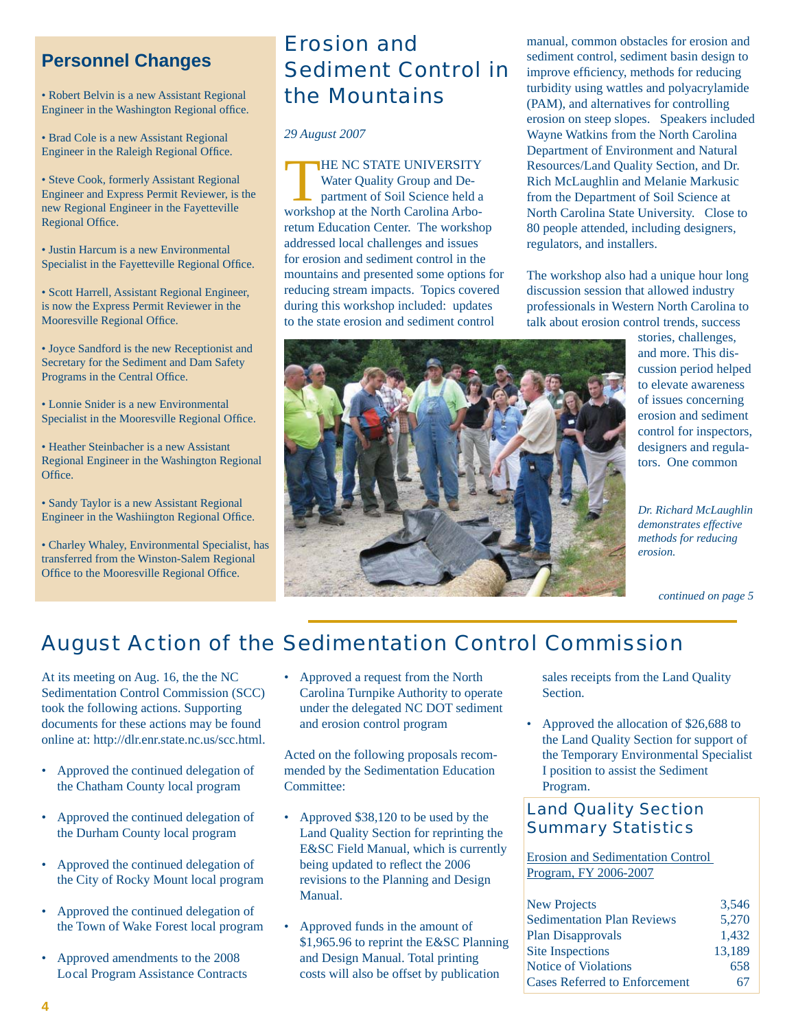## Personnel Changes

- Robert Belvin is a new Assistant Regional Engineer in the Washington Regional office.
- Brad Cole is a new Assistant Regional Engineer in the Raleigh Regional Office.
- Steve Cook, formerly Assistant Regional Engineer and Express Permit Reviewer, is the new Regional Engineer in the Fayetteville Regional Office.
- Justin Harcum is a new Environmental Specialist in the Fayetteville Regional Office.
- Scott Harrell, Assistant Regional Engineer, is now the Express Permit Reviewer in the Mooresville Regional Office.
- Joyce Sandford is the new Receptionist and Secretary for the Sediment and Dam Safety Programs in the Central Office.
- Lonnie Snider is a new Environmental Specialist in the Mooresville Regional Office.
- Heather Steinbacher is a new Assistant Regional Engineer in the Washington Regional Office.
- Sandy Taylor is a new Assistant Regional Engineer in the Washiington Regional Office.
- Charley Whaley, Environmental Specialist, has transferred from the Winston-Salem Regional Office to the Mooresville Regional Office.

## Erosion and Sediment Control in the Mountains

*29 August 2007*

THE NC STATE UNIVERSITY Water Quality Group and Department of Soil Science held a workshop at the North Carolina Arboretum Education Center. The workshop addressed local challenges and issues for erosion and sediment control in the mountains and presented some options for reducing stream impacts. Topics covered during this workshop included: updates to the state erosion and sediment control manual, common obstacles for erosion and sediment control, sediment basin design to improve efficiency, methods for reducing turbidity using wattles and polyacrylamide (PAM), and alternatives for controlling erosion on steep slopes. Speakers included Wayne Watkins from the North Carolina Department of Environment and Natural Resources/Land Quality Section, and Dr. Rich McLaughlin and Melanie Markusic from the Department of Soil Science at North Carolina State University. Close to 80 people attended, including designers, regulators, and installers.

The workshop also had a unique hour long discussion session that allowed industry professionals in Western North Carolina to talk about erosion control trends, success stories, challenges, and more. This discussion period helped to elevate awareness of issues concerning erosion and sediment control for inspectors, designers and regulators. One common

*Dr. Richard McLaughlin demonstrates effective methods for reducing erosion.*

*continued on page 5*

## August Action of the Sedimentation Control Commission

At its meeting on Aug. 16, the the NC Sedimentation Control Commission (SCC) took the following actions. Supporting documents for these actions may be found online at: http://dlr.enr.state.nc.us/scc.html.

- Approved the continued delegation of the Chatham County local program
- Approved the continued delegation of the Durham County local program
- Approved the continued delegation of the City of Rocky Mount local program
- Approved the continued delegation of the Town of Wake Forest local program
- Approved amendments to the 2008 Local Program Assistance Contracts
- Approved a request from the North Carolina Turnpike Authority to operate under the delegated NC DOT sediment and erosion control program

Acted on the following proposals recommended by the Sedimentation Education Committee:

- Approved $38,120 to be used by the Land Quality Section for reprinting the E&SC Field Manual, which is currently being updated to reflect the 2006 revisions to the Planning and Design Manual.
- Approved funds in the amount of $1,965.96 to reprint the E&SC Planning and Design Manual. Total printing costs will also be offset by publication sales receipts from the Land Quality Section.
- Approved the allocation of $26,688 to the Land Quality Section for support of the Temporary Environmental Specialist I position to assist the Sediment Program.

### Land Quality Section Summary Statistics

Erosion and Sedimentation Control Program, FY 2006-2007

| | |
|---|---|
| New Projects | 3,546 |
| Sedimentation Plan Reviews | 5,270 |
| Plan Disapprovals | 1,432 |
| Site Inspections | 13,189 |
| Notice of Violations | 658 |
| Cases Referred to Enforcement | 67 |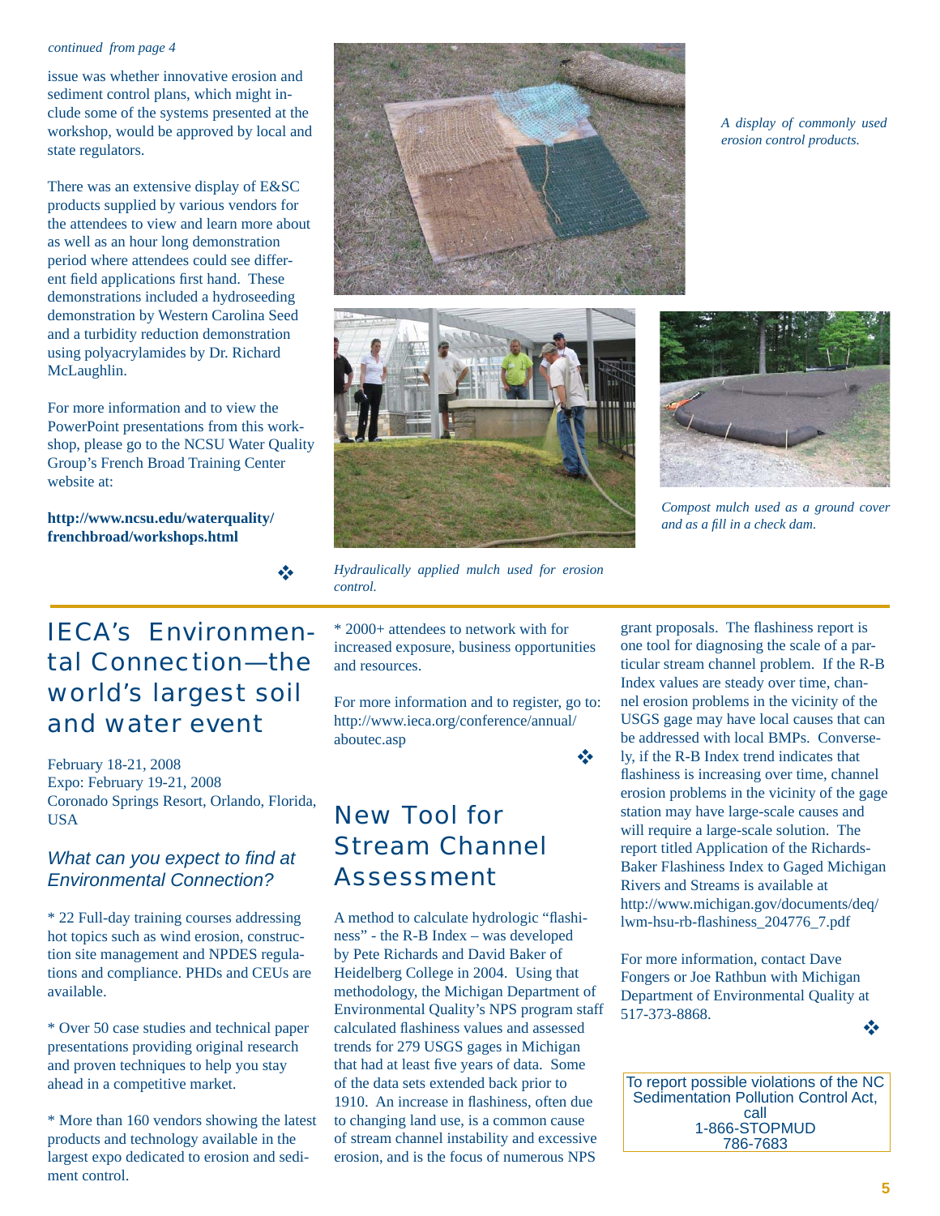*continued from page 4*

issue was whether innovative erosion and sediment control plans, which might include some of the systems presented at the workshop, would be approved by local and state regulators.

There was an extensive display of E&SC products supplied by various vendors for the attendees to view and learn more about as well as an hour long demonstration period where attendees could see different field applications first hand. These demonstrations included a hydroseeding demonstration by Western Carolina Seed and a turbidity reduction demonstration using polyacrylamides by Dr. Richard McLaughlin.

For more information and to view the PowerPoint presentations from this workshop, please go to the NCSU Water Quality Group's French Broad Training Center website at:

**http://www.ncsu.edu/waterquality/frenchbroad/workshops.html**

❖

*A display of commonly used erosion control products.*

*Hydraulically applied mulch used for erosion control.*

*Compost mulch used as a ground cover and as a fill in a check dam.*

## IECA's Environmental Connection—the world's largest soil and water event

February 18-21, 2008
Expo: February 19-21, 2008
Coronado Springs Resort, Orlando, Florida, USA

### *What can you expect to find at Environmental Connection?*

* 22 Full-day training courses addressing hot topics such as wind erosion, construction site management and NPDES regulations and compliance. PHDs and CEUs are available.

* Over 50 case studies and technical paper presentations providing original research and proven techniques to help you stay ahead in a competitive market.

* More than 160 vendors showing the latest products and technology available in the largest expo dedicated to erosion and sediment control.

* 2000+ attendees to network with for increased exposure, business opportunities and resources.

For more information and to register, go to: http://www.ieca.org/conference/annual/aboutec.asp

❖

## New Tool for Stream Channel Assessment

A method to calculate hydrologic "flashiness" - the R-B Index – was developed by Pete Richards and David Baker of Heidelberg College in 2004. Using that methodology, the Michigan Department of Environmental Quality's NPS program staff calculated flashiness values and assessed trends for 279 USGS gages in Michigan that had at least five years of data. Some of the data sets extended back prior to 1910. An increase in flashiness, often due to changing land use, is a common cause of stream channel instability and excessive erosion, and is the focus of numerous NPS grant proposals. The flashiness report is one tool for diagnosing the scale of a particular stream channel problem. If the R-B Index values are steady over time, channel erosion problems in the vicinity of the USGS gage may have local causes that can be addressed with local BMPs. Conversely, if the R-B Index trend indicates that flashiness is increasing over time, channel erosion problems in the vicinity of the gage station may have large-scale causes and will require a large-scale solution. The report titled Application of the Richards-Baker Flashiness Index to Gaged Michigan Rivers and Streams is available at http://www.michigan.gov/documents/deq/lwm-hsu-rb-flashiness_204776_7.pdf

For more information, contact Dave Fongers or Joe Rathbun with Michigan Department of Environmental Quality at 517-373-8868.

❖

To report possible violations of the NC Sedimentation Pollution Control Act, call
1-866-STOPMUD
786-7683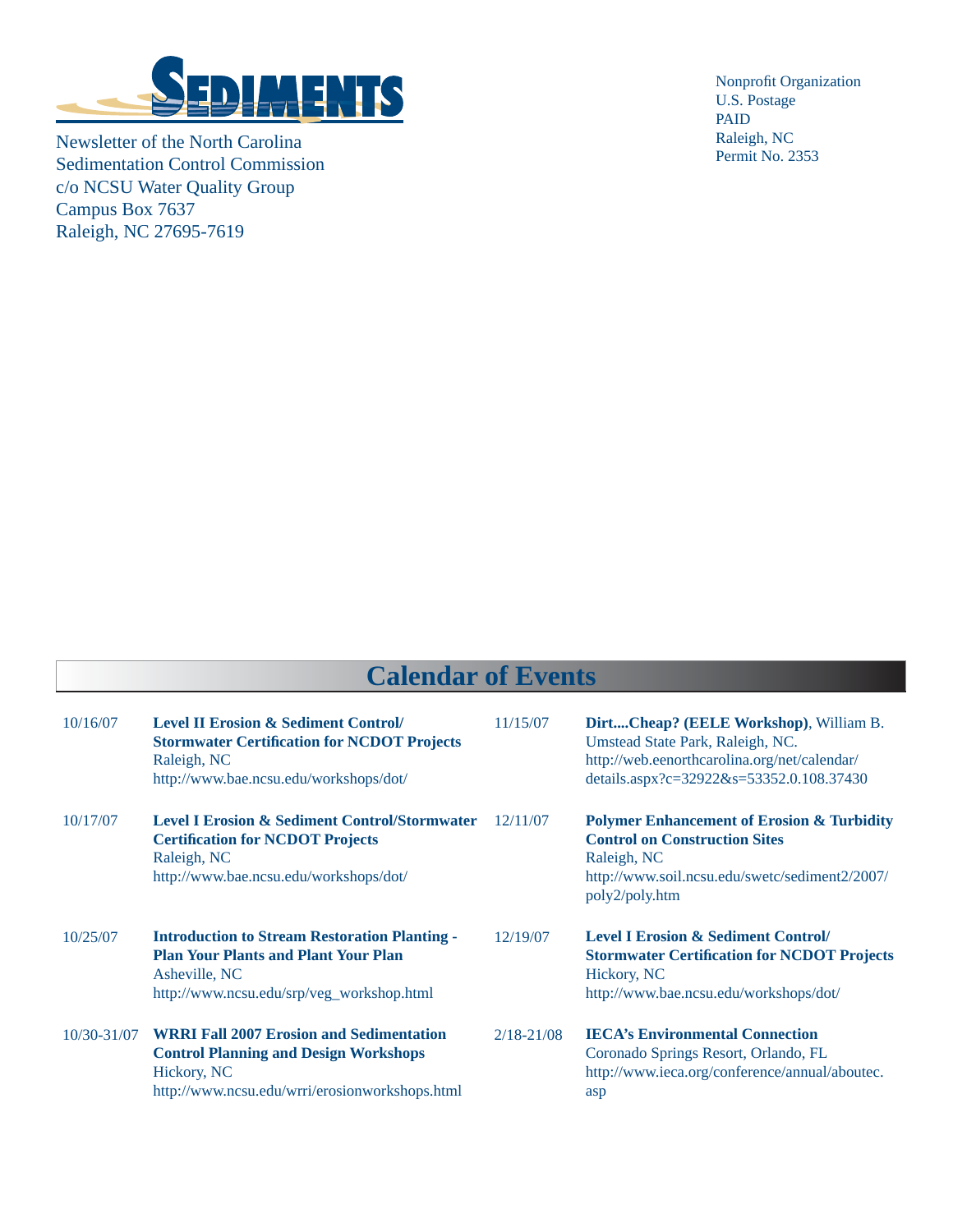# SEDIMENTS

Newsletter of the North Carolina
Sedimentation Control Commission
c/o NCSU Water Quality Group
Campus Box 7637
Raleigh, NC 27695-7619

Nonprofit Organization
U.S. Postage
PAID
Raleigh, NC
Permit No. 2353

## Calendar of Events

10/16/07 **Level II Erosion & Sediment Control/ Stormwater Certification for NCDOT Projects**
Raleigh, NC
http://www.bae.ncsu.edu/workshops/dot/

10/17/07 **Level I Erosion & Sediment Control/Stormwater Certification for NCDOT Projects**
Raleigh, NC
http://www.bae.ncsu.edu/workshops/dot/

10/25/07 **Introduction to Stream Restoration Planting - Plan Your Plants and Plant Your Plan**
Asheville, NC
http://www.ncsu.edu/srp/veg_workshop.html

10/30-31/07 **WRRI Fall 2007 Erosion and Sedimentation Control Planning and Design Workshops**
Hickory, NC
http://www.ncsu.edu/wrri/erosionworkshops.html

11/15/07 **Dirt....Cheap? (EELE Workshop)**, William B. Umstead State Park, Raleigh, NC.
http://web.eenorthcarolina.org/net/calendar/details.aspx?c=32922&s=53352.0.108.37430

12/11/07 **Polymer Enhancement of Erosion & Turbidity Control on Construction Sites**
Raleigh, NC
http://www.soil.ncsu.edu/swetc/sediment2/2007/poly2/poly.htm

12/19/07 **Level I Erosion & Sediment Control/ Stormwater Certification for NCDOT Projects**
Hickory, NC
http://www.bae.ncsu.edu/workshops/dot/

2/18-21/08 **IECA's Environmental Connection**
Coronado Springs Resort, Orlando, FL
http://www.ieca.org/conference/annual/aboutec.asp